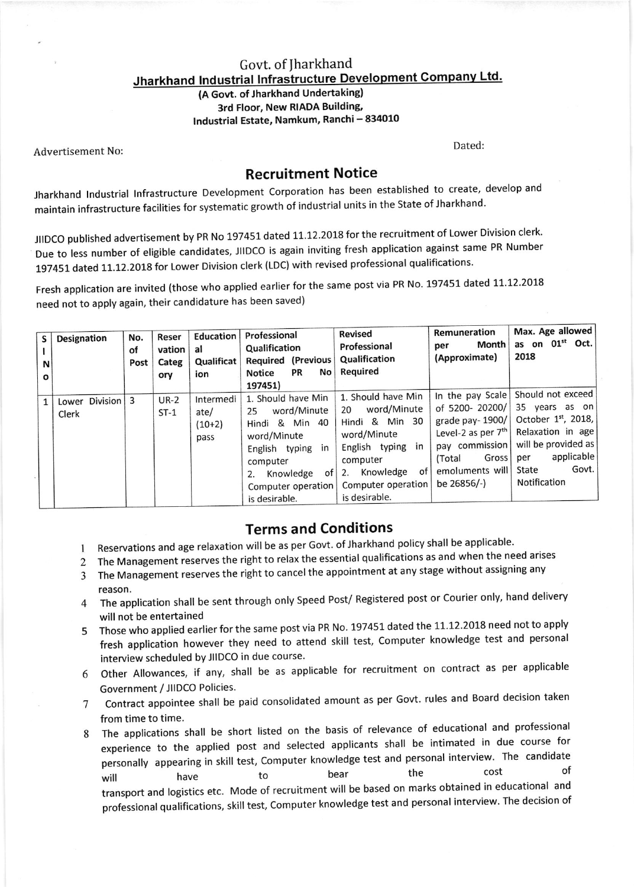Govt. of Jharkhand

**Jharkhand Industrial Infrastructure Development Company Ltd.**

**(A Govt. of Jharkhand Undertaking)**
**3rd Floor, New RIADA Building,**
**Industrial Estate, Namkum, Ranchi – 834010**

Advertisement No:

Dated:

## Recruitment Notice

Jharkhand Industrial Infrastructure Development Corporation has been established to create, develop and maintain infrastructure facilities for systematic growth of industrial units in the State of Jharkhand.

JIIDCO published advertisement by PR No 197451 dated 11.12.2018 for the recruitment of Lower Division clerk. Due to less number of eligible candidates, JIIDCO is again inviting fresh application against same PR Number 197451 dated 11.12.2018 for Lower Division clerk (LDC) with revised professional qualifications.

Fresh application are invited (those who applied earlier for the same post via PR No. 197451 dated 11.12.2018 need not to apply again, their candidature has been saved)

| Sl No | Designation | No. of Post | Reservation Category | Educational Qualification | Professional Qualification Required (Previous Notice PR No 197451) | Revised Professional Qualification Required | Remuneration per Month (Approximate) | Max. Age allowed as on 01st Oct. 2018 |
|---|---|---|---|---|---|---|---|---|
| 1 | Lower Division Clerk | 3 | UR-2 ST-1 | Intermediate/ (10+2) pass | 1. Should have Min 25 word/Minute Hindi & Min 40 word/Minute English typing in computer 2. Knowledge of Computer operation is desirable. | 1. Should have Min 20 word/Minute Hindi & Min 30 word/Minute English typing in computer 2. Knowledge of Computer operation is desirable. | In the pay Scale of 5200- 20200/ grade pay- 1900/ Level-2 as per 7th pay commission (Total Gross emoluments will be 26856/-) | Should not exceed 35 years as on October 1st, 2018, Relaxation in age will be provided as per applicable State Govt. Notification |

## Terms and Conditions

1. Reservations and age relaxation will be as per Govt. of Jharkhand policy shall be applicable.
2. The Management reserves the right to relax the essential qualifications as and when the need arises
3. The Management reserves the right to cancel the appointment at any stage without assigning any reason.
4. The application shall be sent through only Speed Post/ Registered post or Courier only, hand delivery will not be entertained
5. Those who applied earlier for the same post via PR No. 197451 dated the 11.12.2018 need not to apply fresh application however they need to attend skill test, Computer knowledge test and personal interview scheduled by JIIDCO in due course.
6. Other Allowances, if any, shall be as applicable for recruitment on contract as per applicable Government / JIIDCO Policies.
7. Contract appointee shall be paid consolidated amount as per Govt. rules and Board decision taken from time to time.
8. The applications shall be short listed on the basis of relevance of educational and professional experience to the applied post and selected applicants shall be intimated in due course for personally appearing in skill test, Computer knowledge test and personal interview. The candidate will have to bear the cost of transport and logistics etc. Mode of recruitment will be based on marks obtained in educational and professional qualifications, skill test, Computer knowledge test and personal interview. The decision of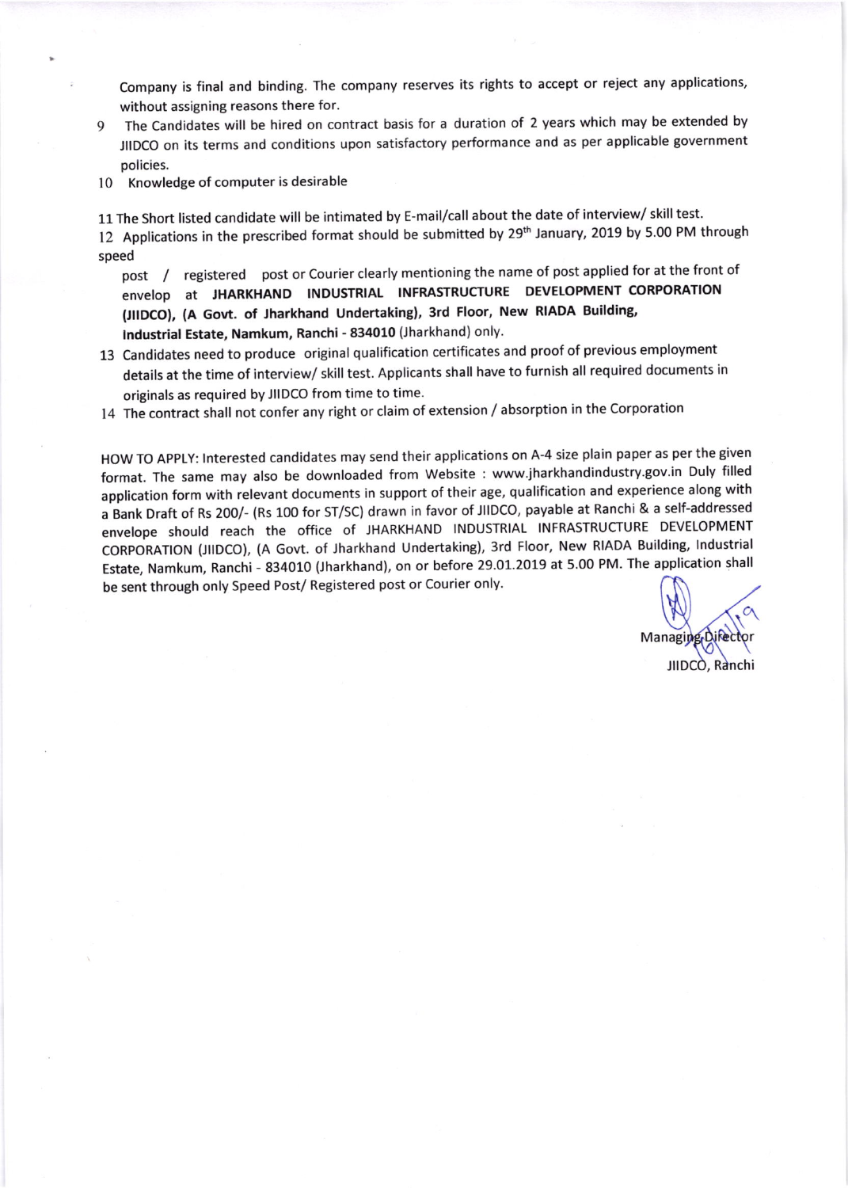Company is final and binding. The company reserves its rights to accept or reject any applications, without assigning reasons there for.

9 The Candidates will be hired on contract basis for a duration of 2 years which may be extended by JIIDCO on its terms and conditions upon satisfactory performance and as per applicable government policies.

10 Knowledge of computer is desirable

11 The Short listed candidate will be intimated by E-mail/call about the date of interview/ skill test.

12 Applications in the prescribed format should be submitted by 29th January, 2019 by 5.00 PM through speed post / registered post or Courier clearly mentioning the name of post applied for at the front of envelop at **JHARKHAND INDUSTRIAL INFRASTRUCTURE DEVELOPMENT CORPORATION (JIIDCO), (A Govt. of Jharkhand Undertaking), 3rd Floor, New RIADA Building, Industrial Estate, Namkum, Ranchi - 834010** (Jharkhand) only.

13 Candidates need to produce original qualification certificates and proof of previous employment details at the time of interview/ skill test. Applicants shall have to furnish all required documents in originals as required by JIIDCO from time to time.

14 The contract shall not confer any right or claim of extension / absorption in the Corporation

HOW TO APPLY: Interested candidates may send their applications on A-4 size plain paper as per the given format. The same may also be downloaded from Website : www.jharkhandindustry.gov.in Duly filled application form with relevant documents in support of their age, qualification and experience along with a Bank Draft of Rs 200/- (Rs 100 for ST/SC) drawn in favor of JIIDCO, payable at Ranchi & a self-addressed envelope should reach the office of JHARKHAND INDUSTRIAL INFRASTRUCTURE DEVELOPMENT CORPORATION (JIIDCO), (A Govt. of Jharkhand Undertaking), 3rd Floor, New RIADA Building, Industrial Estate, Namkum, Ranchi - 834010 (Jharkhand), on or before 29.01.2019 at 5.00 PM. The application shall be sent through only Speed Post/ Registered post or Courier only.

Managing Director

JIIDCO, Ranchi